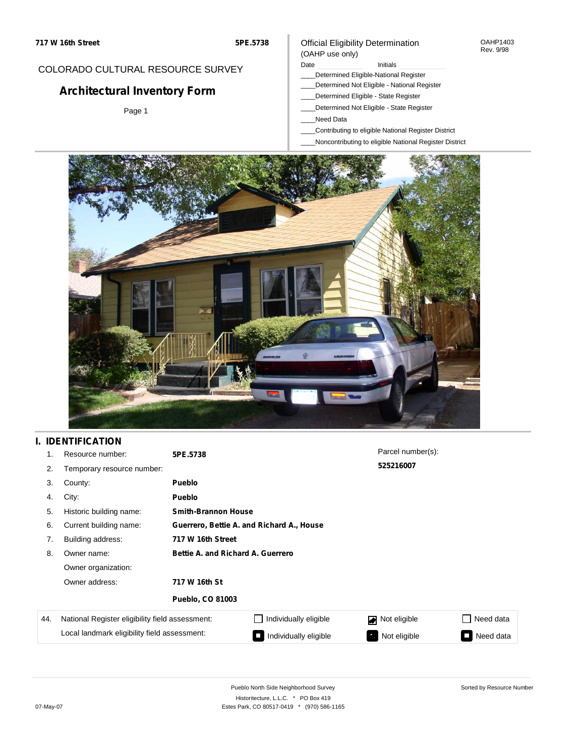717 W 16th Street 5PE.5738

COLORADO CULTURAL RESOURCE SURVEY

# Architectural Inventory Form

Official Eligibility Determination
(OAHP use only)

OAHP1403
Rev. 9/98

Date ____________ Initials ____________

____Determined Eligible-National Register
____Determined Not Eligible - National Register
____Determined Eligible - State Register
____Determined Not Eligible - State Register
____Need Data
____Contributing to eligible National Register District
____Noncontributing to eligible National Register District

## I. IDENTIFICATION

1. Resource number: **5PE.5738**
2. Temporary resource number:
3. County: **Pueblo**
4. City: **Pueblo**
5. Historic building name: **Smith-Brannon House**
6. Current building name: **Guerrero, Bettie A. and Richard A., House**
7. Building address: **717 W 16th Street**
8. Owner name: **Bettie A. and Richard A. Guerrero**

   Owner organization:

   Owner address: **717 W 16th St**

   **Pueblo, CO 81003**

Parcel number(s): **525216007**

| 44. | National Register eligibility field assessment: | ☐ Individually eligible | ☑ Not eligible | ☐ Need data |
|---|---|---|---|---|
| | Local landmark eligibility field assessment: | ■ Individually eligible | ■ Not eligible | ■ Need data |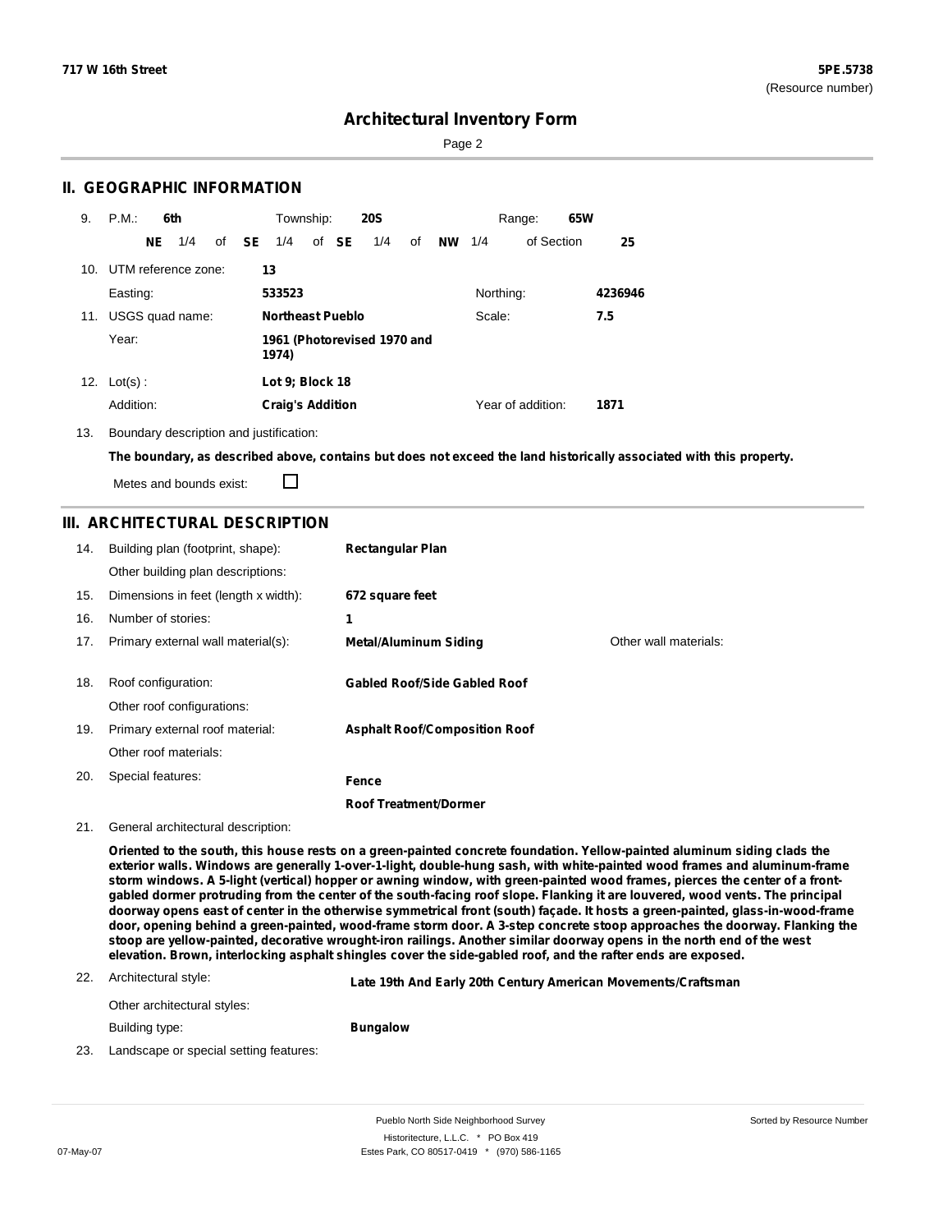**717 W 16th Street** **5PE.5738**
(Resource number)

# Architectural Inventory Form

## II. GEOGRAPHIC INFORMATION

9. P.M.: **6th** Township: **20S** Range: **65W**
**NE** 1/4 of **SE** 1/4 of **SE** 1/4 of **NW** 1/4 of Section **25**

10. UTM reference zone: **13**
Easting: **533523** Northing: **4236946**

11. USGS quad name: **Northeast Pueblo** Scale: **7.5**
Year: **1961 (Photorevised 1970 and 1974)**

12. Lot(s): **Lot 9; Block 18**
Addition: **Craig's Addition** Year of addition: **1871**

13. Boundary description and justification:
**The boundary, as described above, contains but does not exceed the land historically associated with this property.**

Metes and bounds exist: ☐

## III. ARCHITECTURAL DESCRIPTION

14. Building plan (footprint, shape): **Rectangular Plan**
Other building plan descriptions:

15. Dimensions in feet (length x width): **672 square feet**

16. Number of stories: **1**

17. Primary external wall material(s): **Metal/Aluminum Siding** Other wall materials:

18. Roof configuration: **Gabled Roof/Side Gabled Roof**
Other roof configurations:

19. Primary external roof material: **Asphalt Roof/Composition Roof**
Other roof materials:

20. Special features: **Fence**
**Roof Treatment/Dormer**

21. General architectural description:
**Oriented to the south, this house rests on a green-painted concrete foundation. Yellow-painted aluminum siding clads the exterior walls. Windows are generally 1-over-1-light, double-hung sash, with white-painted wood frames and aluminum-frame storm windows. A 5-light (vertical) hopper or awning window, with green-painted wood frames, pierces the center of a front-gabled dormer protruding from the center of the south-facing roof slope. Flanking it are louvered, wood vents. The principal doorway opens east of center in the otherwise symmetrical front (south) façade. It hosts a green-painted, glass-in-wood-frame door, opening behind a green-painted, wood-frame storm door. A 3-step concrete stoop approaches the doorway. Flanking the stoop are yellow-painted, decorative wrought-iron railings. Another similar doorway opens in the north end of the west elevation. Brown, interlocking asphalt shingles cover the side-gabled roof, and the rafter ends are exposed.**

22. Architectural style: **Late 19th And Early 20th Century American Movements/Craftsman**
Other architectural styles:
Building type: **Bungalow**

23. Landscape or special setting features: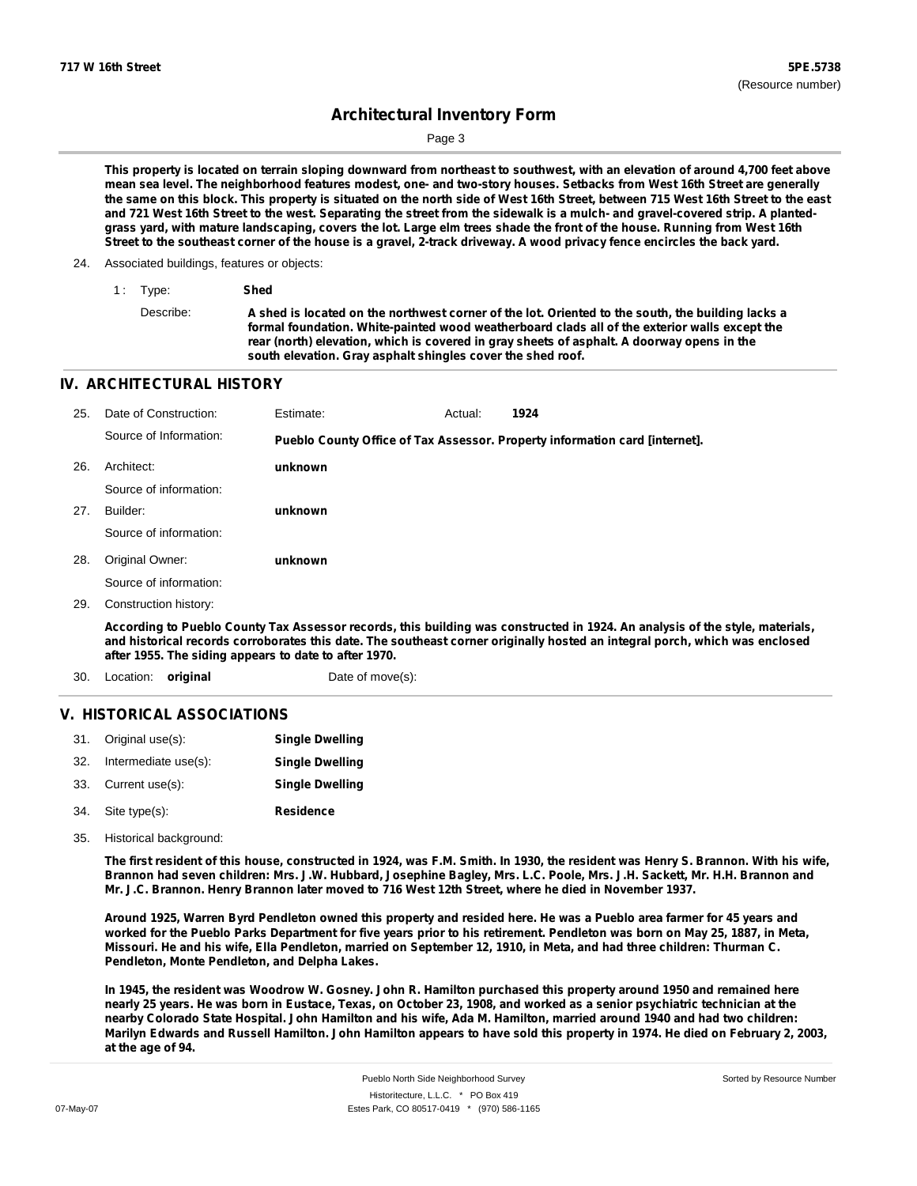This property is located on terrain sloping downward from northeast to southwest, with an elevation of around 4,700 feet above mean sea level. The neighborhood features modest, one- and two-story houses. Setbacks from West 16th Street are generally the same on this block. This property is situated on the north side of West 16th Street, between 715 West 16th Street to the east and 721 West 16th Street to the west. Separating the street from the sidewalk is a mulch- and gravel-covered strip. A planted-grass yard, with mature landscaping, covers the lot. Large elm trees shade the front of the house. Running from West 16th Street to the southeast corner of the house is a gravel, 2-track driveway. A wood privacy fence encircles the back yard.

24. Associated buildings, features or objects:

1 : Type: **Shed**

Describe: **A shed is located on the northwest corner of the lot. Oriented to the south, the building lacks a formal foundation. White-painted wood weatherboard clads all of the exterior walls except the rear (north) elevation, which is covered in gray sheets of asphalt. A doorway opens in the south elevation. Gray asphalt shingles cover the shed roof.**

## IV. ARCHITECTURAL HISTORY

25. Date of Construction: Estimate: Actual: **1924**

Source of Information: **Pueblo County Office of Tax Assessor. Property information card [internet].**

26. Architect: **unknown**

Source of information:

27. Builder: **unknown**

Source of information:

28. Original Owner: **unknown**

Source of information:

29. Construction history:

**According to Pueblo County Tax Assessor records, this building was constructed in 1924. An analysis of the style, materials, and historical records corroborates this date. The southeast corner originally hosted an integral porch, which was enclosed after 1955. The siding appears to date to after 1970.**

30. Location: **original** Date of move(s):

## V. HISTORICAL ASSOCIATIONS

31. Original use(s): **Single Dwelling**
32. Intermediate use(s): **Single Dwelling**
33. Current use(s): **Single Dwelling**
34. Site type(s): **Residence**
35. Historical background:

**The first resident of this house, constructed in 1924, was F.M. Smith. In 1930, the resident was Henry S. Brannon. With his wife, Brannon had seven children: Mrs. J.W. Hubbard, Josephine Bagley, Mrs. L.C. Poole, Mrs. J.H. Sackett, Mr. H.H. Brannon and Mr. J.C. Brannon. Henry Brannon later moved to 716 West 12th Street, where he died in November 1937.**

**Around 1925, Warren Byrd Pendleton owned this property and resided here. He was a Pueblo area farmer for 45 years and worked for the Pueblo Parks Department for five years prior to his retirement. Pendleton was born on May 25, 1887, in Meta, Missouri. He and his wife, Ella Pendleton, married on September 12, 1910, in Meta, and had three children: Thurman C. Pendleton, Monte Pendleton, and Delpha Lakes.**

**In 1945, the resident was Woodrow W. Gosney. John R. Hamilton purchased this property around 1950 and remained here nearly 25 years. He was born in Eustace, Texas, on October 23, 1908, and worked as a senior psychiatric technician at the nearby Colorado State Hospital. John Hamilton and his wife, Ada M. Hamilton, married around 1940 and had two children: Marilyn Edwards and Russell Hamilton. John Hamilton appears to have sold this property in 1974. He died on February 2, 2003, at the age of 94.**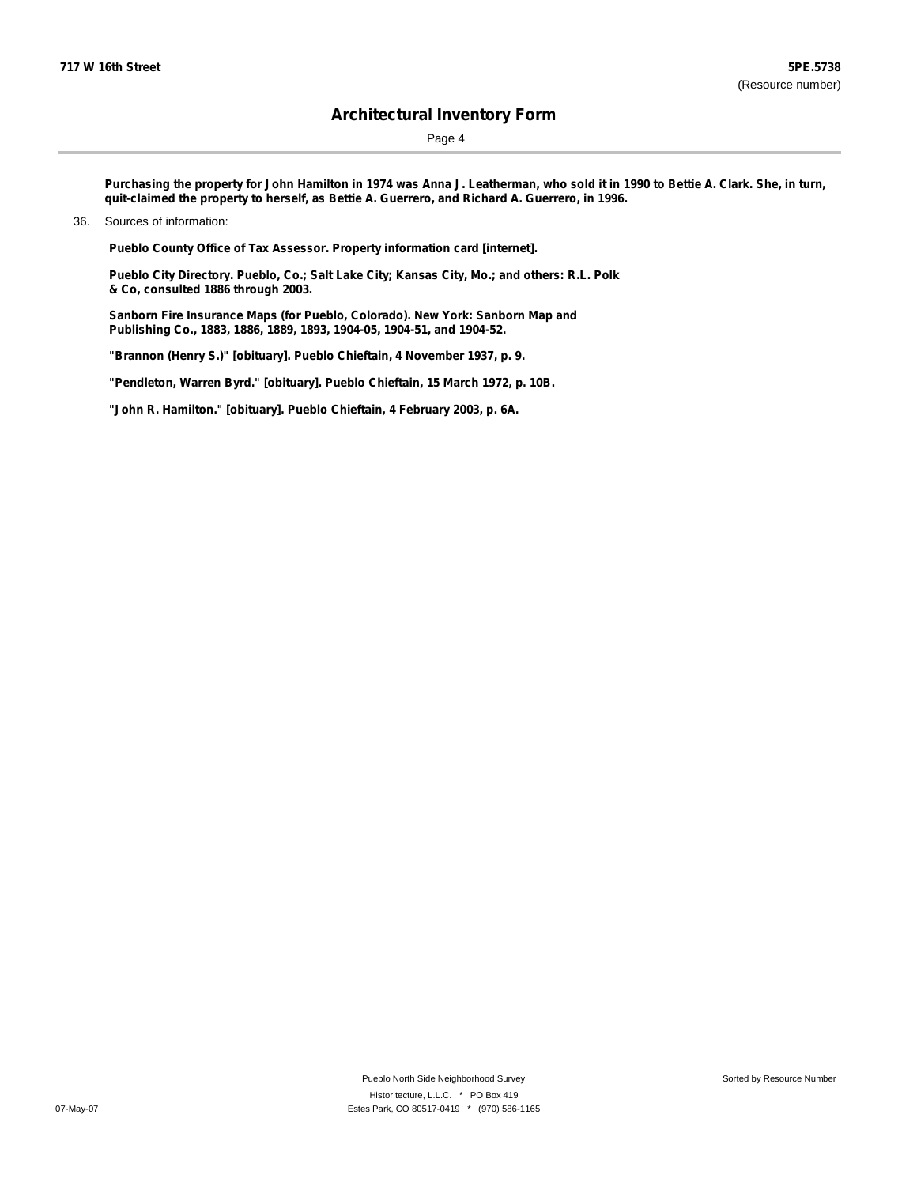**Purchasing the property for John Hamilton in 1974 was Anna J. Leatherman, who sold it in 1990 to Bettie A. Clark. She, in turn, quit-claimed the property to herself, as Bettie A. Guerrero, and Richard A. Guerrero, in 1996.**

36. Sources of information:

**Pueblo County Office of Tax Assessor. Property information card [internet].**

**Pueblo City Directory. Pueblo, Co.; Salt Lake City; Kansas City, Mo.; and others: R.L. Polk & Co, consulted 1886 through 2003.**

**Sanborn Fire Insurance Maps (for Pueblo, Colorado). New York: Sanborn Map and Publishing Co., 1883, 1886, 1889, 1893, 1904-05, 1904-51, and 1904-52.**

**"Brannon (Henry S.)" [obituary]. Pueblo Chieftain, 4 November 1937, p. 9.**

**"Pendleton, Warren Byrd." [obituary]. Pueblo Chieftain, 15 March 1972, p. 10B.**

**"John R. Hamilton." [obituary]. Pueblo Chieftain, 4 February 2003, p. 6A.**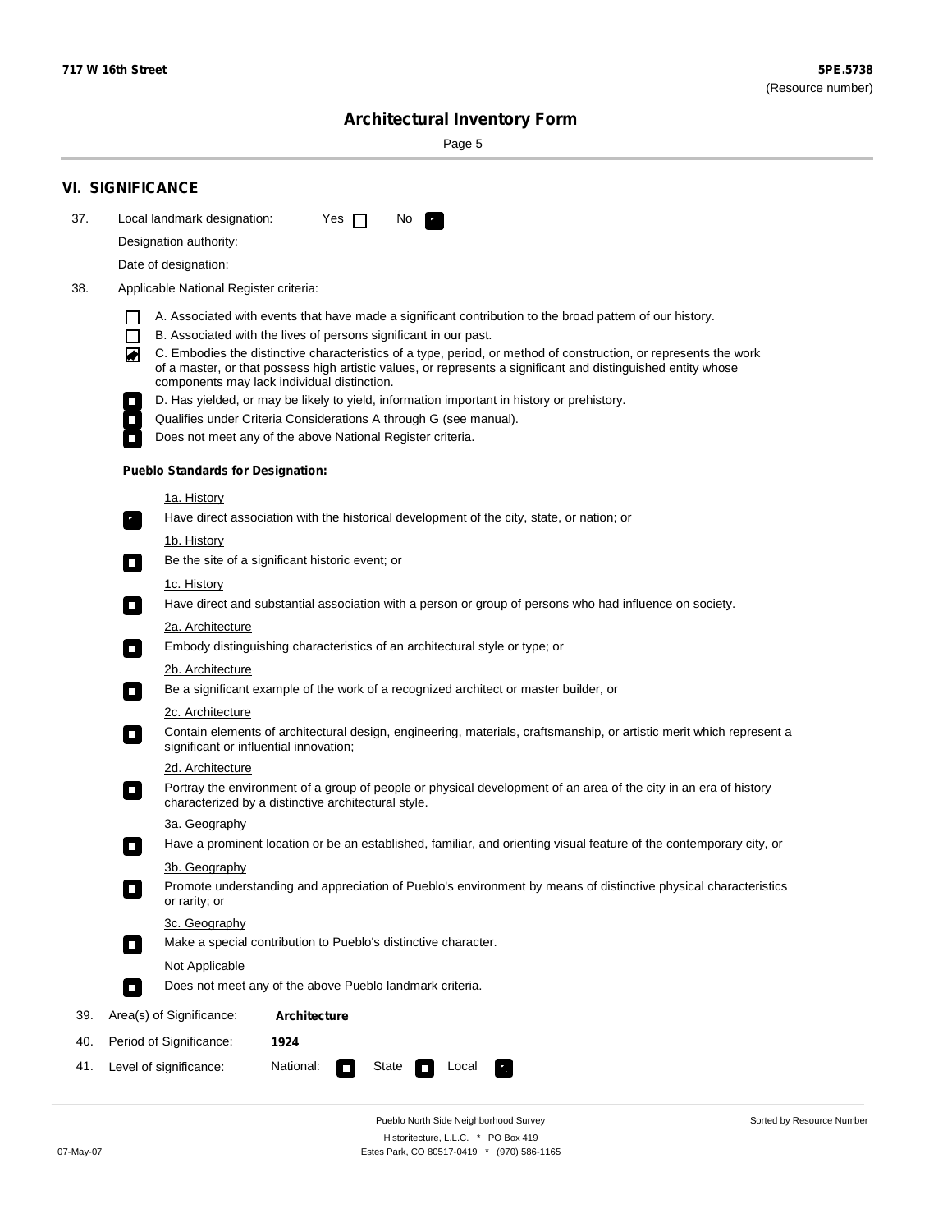## VI. SIGNIFICANCE

37. Local landmark designation: Yes ☐ No ☑

Designation authority:

Date of designation:

38. Applicable National Register criteria:

- ☐ A. Associated with events that have made a significant contribution to the broad pattern of our history.
- ☐ B. Associated with the lives of persons significant in our past.
- ☑ C. Embodies the distinctive characteristics of a type, period, or method of construction, or represents the work of a master, or that possess high artistic values, or represents a significant and distinguished entity whose components may lack individual distinction.
- ☐ D. Has yielded, or may be likely to yield, information important in history or prehistory.
- ☐ Qualifies under Criteria Considerations A through G (see manual).
- ☐ Does not meet any of the above National Register criteria.

**Pueblo Standards for Designation:**

1a. History

- ☑ Have direct association with the historical development of the city, state, or nation; or

1b. History

- ☐ Be the site of a significant historic event; or

1c. History

- ☐ Have direct and substantial association with a person or group of persons who had influence on society.

2a. Architecture

- ☐ Embody distinguishing characteristics of an architectural style or type; or

2b. Architecture

- ☐ Be a significant example of the work of a recognized architect or master builder, or

2c. Architecture

- ☐ Contain elements of architectural design, engineering, materials, craftsmanship, or artistic merit which represent a significant or influential innovation;

2d. Architecture

- ☐ Portray the environment of a group of people or physical development of an area of the city in an era of history characterized by a distinctive architectural style.

3a. Geography

- ☐ Have a prominent location or be an established, familiar, and orienting visual feature of the contemporary city, or

3b. Geography

- ☐ Promote understanding and appreciation of Pueblo's environment by means of distinctive physical characteristics or rarity; or

3c. Geography

- ☐ Make a special contribution to Pueblo's distinctive character.

Not Applicable

- ☐ Does not meet any of the above Pueblo landmark criteria.

39. Area(s) of Significance: **Architecture**

40. Period of Significance: **1924**

41. Level of significance: National: ☐ State ☐ Local ☑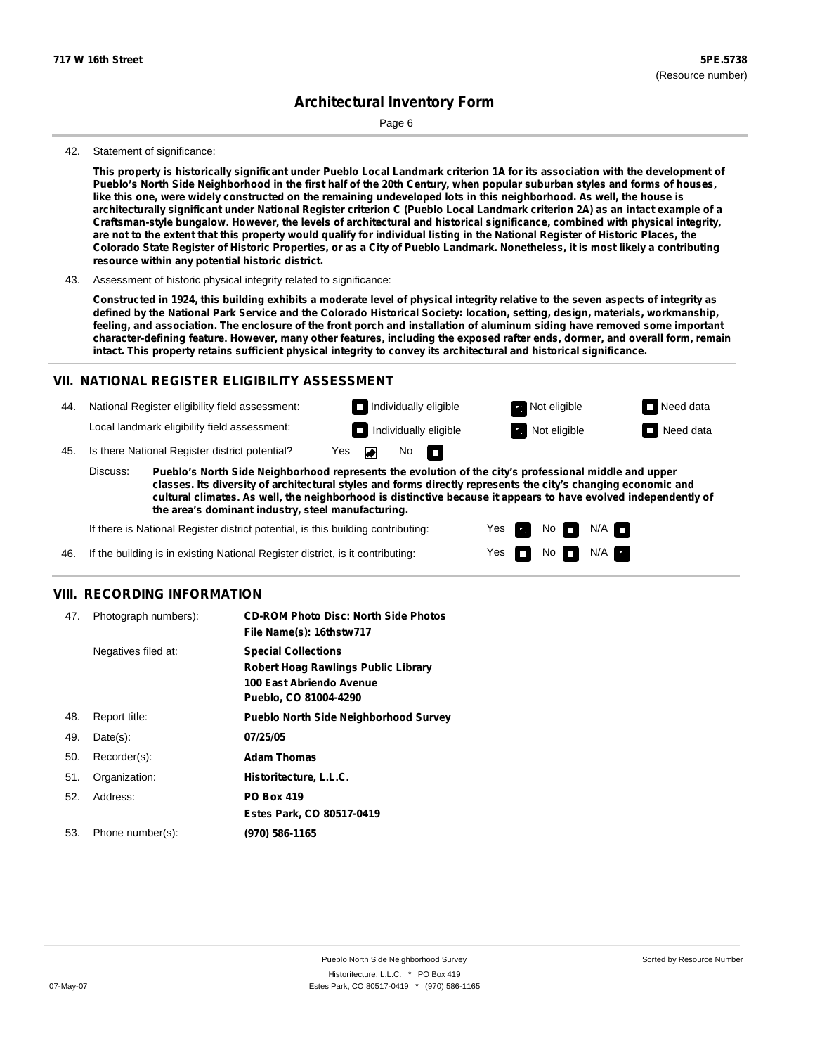**717 W 16th Street** **5PE.5738**
(Resource number)

# Architectural Inventory Form

42. Statement of significance:

**This property is historically significant under Pueblo Local Landmark criterion 1A for its association with the development of Pueblo's North Side Neighborhood in the first half of the 20th Century, when popular suburban styles and forms of houses, like this one, were widely constructed on the remaining undeveloped lots in this neighborhood. As well, the house is architecturally significant under National Register criterion C (Pueblo Local Landmark criterion 2A) as an intact example of a Craftsman-style bungalow. However, the levels of architectural and historical significance, combined with physical integrity, are not to the extent that this property would qualify for individual listing in the National Register of Historic Places, the Colorado State Register of Historic Properties, or as a City of Pueblo Landmark. Nonetheless, it is most likely a contributing resource within any potential historic district.**

43. Assessment of historic physical integrity related to significance:

**Constructed in 1924, this building exhibits a moderate level of physical integrity relative to the seven aspects of integrity as defined by the National Park Service and the Colorado Historical Society: location, setting, design, materials, workmanship, feeling, and association. The enclosure of the front porch and installation of aluminum siding have removed some important character-defining feature. However, many other features, including the exposed rafter ends, dormer, and overall form, remain intact. This property retains sufficient physical integrity to convey its architectural and historical significance.**

## VII. NATIONAL REGISTER ELIGIBILITY ASSESSMENT

44. National Register eligibility field assessment: ☐ Individually eligible ☑ Not eligible ☐ Need data

Local landmark eligibility field assessment: ☐ Individually eligible ☑ Not eligible ☐ Need data

45. Is there National Register district potential? Yes ☑ No ☐

Discuss: **Pueblo's North Side Neighborhood represents the evolution of the city's professional middle and upper classes. Its diversity of architectural styles and forms directly represents the city's changing economic and cultural climates. As well, the neighborhood is distinctive because it appears to have evolved independently of the area's dominant industry, steel manufacturing.**

If there is National Register district potential, is this building contributing: Yes ☑ No ☐ N/A ☐

46. If the building is in existing National Register district, is it contributing: Yes ☐ No ☐ N/A ☑

## VIII. RECORDING INFORMATION

47. Photograph numbers): **CD-ROM Photo Disc: North Side Photos**
**File Name(s): 16thstw717**

Negatives filed at: **Special Collections**
**Robert Hoag Rawlings Public Library**
**100 East Abriendo Avenue**
**Pueblo, CO 81004-4290**

48. Report title: **Pueblo North Side Neighborhood Survey**

49. Date(s): **07/25/05**

50. Recorder(s): **Adam Thomas**

51. Organization: **Historitecture, L.L.C.**

52. Address: **PO Box 419**
**Estes Park, CO 80517-0419**

53. Phone number(s): **(970) 586-1165**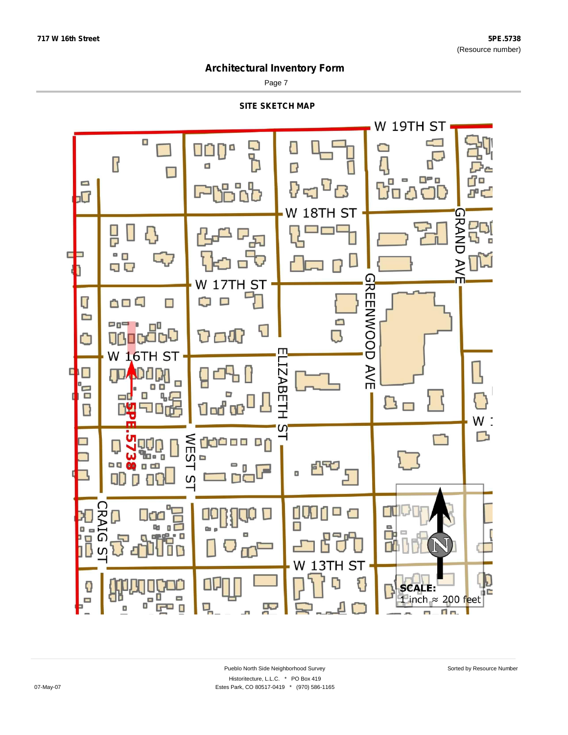717 W 16th Street

5PE.5738
(Resource number)

# Architectural Inventory Form

Page 7

## SITE SKETCH MAP

W 19TH ST

W 18TH ST

W 17TH ST

W 16TH ST

GRAND AVE

GREENWOOD AVE

ELIZABETH ST

WEST ST

CRAIG ST

W 13TH ST

5PE.5738

SCALE:
1 inch ≈ 200 feet

Pueblo North Side Neighborhood Survey
Historitecture, L.L.C. * PO Box 419
Estes Park, CO 80517-0419 * (970) 586-1165

Sorted by Resource Number

07-May-07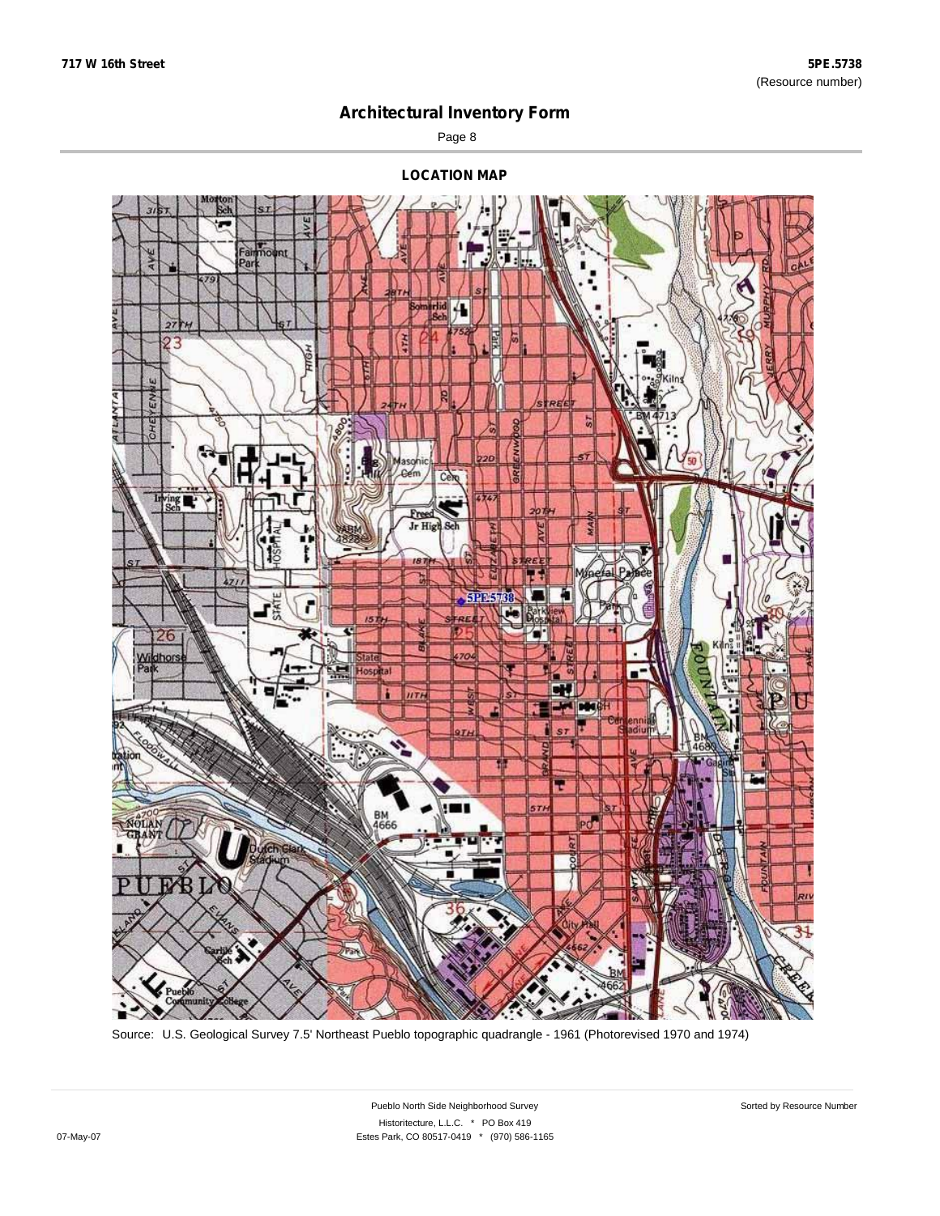717 W 16th Street

5PE.5738
(Resource number)

# Architectural Inventory Form

## LOCATION MAP

Source: U.S. Geological Survey 7.5' Northeast Pueblo topographic quadrangle - 1961 (Photorevised 1970 and 1974)

Pueblo North Side Neighborhood Survey
Historitecture, L.L.C. * PO Box 419
Estes Park, CO 80517-0419 * (970) 586-1165

07-May-07

Sorted by Resource Number